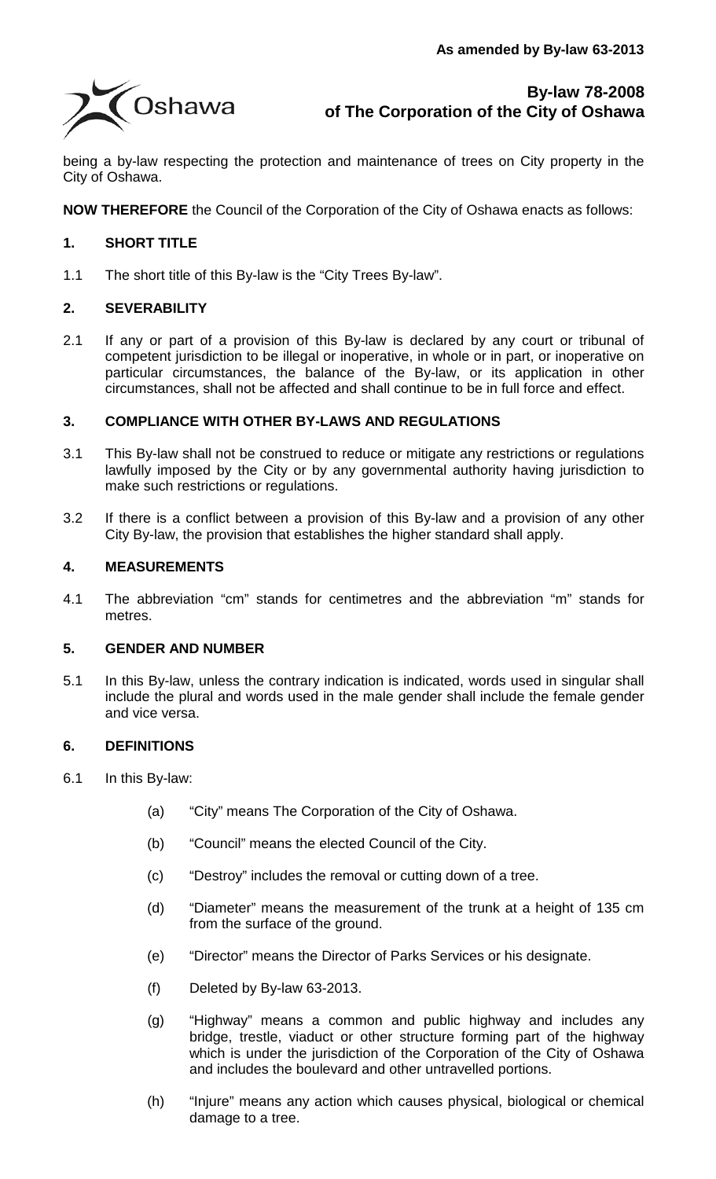**As amended by By-law 63-2013**

# By-law 78-2008
# of The Corporation of the City of Oshawa

being a by-law respecting the protection and maintenance of trees on City property in the City of Oshawa.

**NOW THEREFORE** the Council of the Corporation of the City of Oshawa enacts as follows:

## 1. SHORT TITLE

1.1 The short title of this By-law is the "City Trees By-law".

## 2. SEVERABILITY

2.1 If any or part of a provision of this By-law is declared by any court or tribunal of competent jurisdiction to be illegal or inoperative, in whole or in part, or inoperative on particular circumstances, the balance of the By-law, or its application in other circumstances, shall not be affected and shall continue to be in full force and effect.

## 3. COMPLIANCE WITH OTHER BY-LAWS AND REGULATIONS

3.1 This By-law shall not be construed to reduce or mitigate any restrictions or regulations lawfully imposed by the City or by any governmental authority having jurisdiction to make such restrictions or regulations.

3.2 If there is a conflict between a provision of this By-law and a provision of any other City By-law, the provision that establishes the higher standard shall apply.

## 4. MEASUREMENTS

4.1 The abbreviation "cm" stands for centimetres and the abbreviation "m" stands for metres.

## 5. GENDER AND NUMBER

5.1 In this By-law, unless the contrary indication is indicated, words used in singular shall include the plural and words used in the male gender shall include the female gender and vice versa.

## 6. DEFINITIONS

6.1 In this By-law:

(a) "City" means The Corporation of the City of Oshawa.

(b) "Council" means the elected Council of the City.

(c) "Destroy" includes the removal or cutting down of a tree.

(d) "Diameter" means the measurement of the trunk at a height of 135 cm from the surface of the ground.

(e) "Director" means the Director of Parks Services or his designate.

(f) Deleted by By-law 63-2013.

(g) "Highway" means a common and public highway and includes any bridge, trestle, viaduct or other structure forming part of the highway which is under the jurisdiction of the Corporation of the City of Oshawa and includes the boulevard and other untravelled portions.

(h) "Injure" means any action which causes physical, biological or chemical damage to a tree.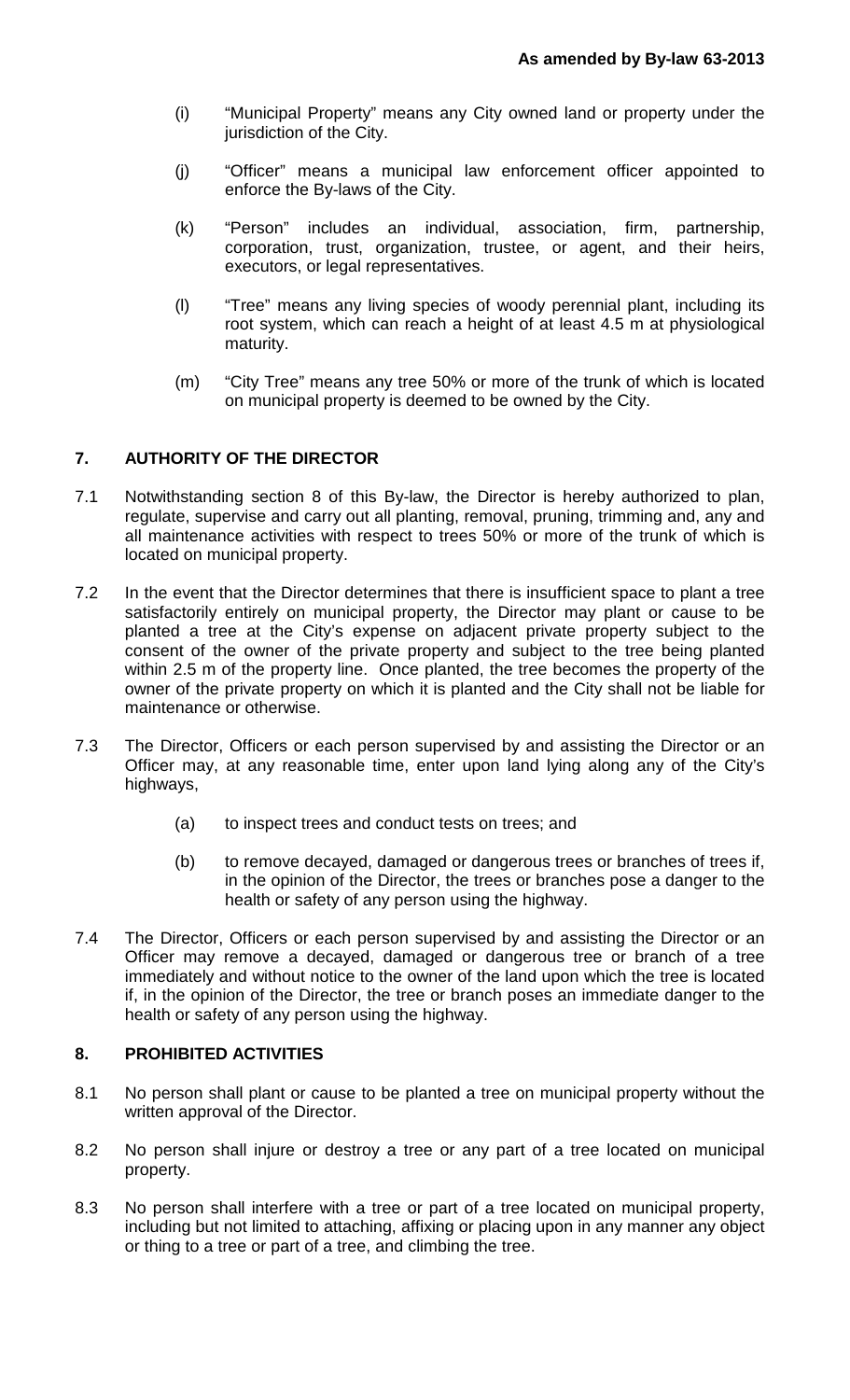(i) "Municipal Property" means any City owned land or property under the jurisdiction of the City.

(j) "Officer" means a municipal law enforcement officer appointed to enforce the By-laws of the City.

(k) "Person" includes an individual, association, firm, partnership, corporation, trust, organization, trustee, or agent, and their heirs, executors, or legal representatives.

(l) "Tree" means any living species of woody perennial plant, including its root system, which can reach a height of at least 4.5 m at physiological maturity.

(m) "City Tree" means any tree 50% or more of the trunk of which is located on municipal property is deemed to be owned by the City.

## 7. AUTHORITY OF THE DIRECTOR

7.1 Notwithstanding section 8 of this By-law, the Director is hereby authorized to plan, regulate, supervise and carry out all planting, removal, pruning, trimming and, any and all maintenance activities with respect to trees 50% or more of the trunk of which is located on municipal property.

7.2 In the event that the Director determines that there is insufficient space to plant a tree satisfactorily entirely on municipal property, the Director may plant or cause to be planted a tree at the City's expense on adjacent private property subject to the consent of the owner of the private property and subject to the tree being planted within 2.5 m of the property line. Once planted, the tree becomes the property of the owner of the private property on which it is planted and the City shall not be liable for maintenance or otherwise.

7.3 The Director, Officers or each person supervised by and assisting the Director or an Officer may, at any reasonable time, enter upon land lying along any of the City's highways,

(a) to inspect trees and conduct tests on trees; and

(b) to remove decayed, damaged or dangerous trees or branches of trees if, in the opinion of the Director, the trees or branches pose a danger to the health or safety of any person using the highway.

7.4 The Director, Officers or each person supervised by and assisting the Director or an Officer may remove a decayed, damaged or dangerous tree or branch of a tree immediately and without notice to the owner of the land upon which the tree is located if, in the opinion of the Director, the tree or branch poses an immediate danger to the health or safety of any person using the highway.

## 8. PROHIBITED ACTIVITIES

8.1 No person shall plant or cause to be planted a tree on municipal property without the written approval of the Director.

8.2 No person shall injure or destroy a tree or any part of a tree located on municipal property.

8.3 No person shall interfere with a tree or part of a tree located on municipal property, including but not limited to attaching, affixing or placing upon in any manner any object or thing to a tree or part of a tree, and climbing the tree.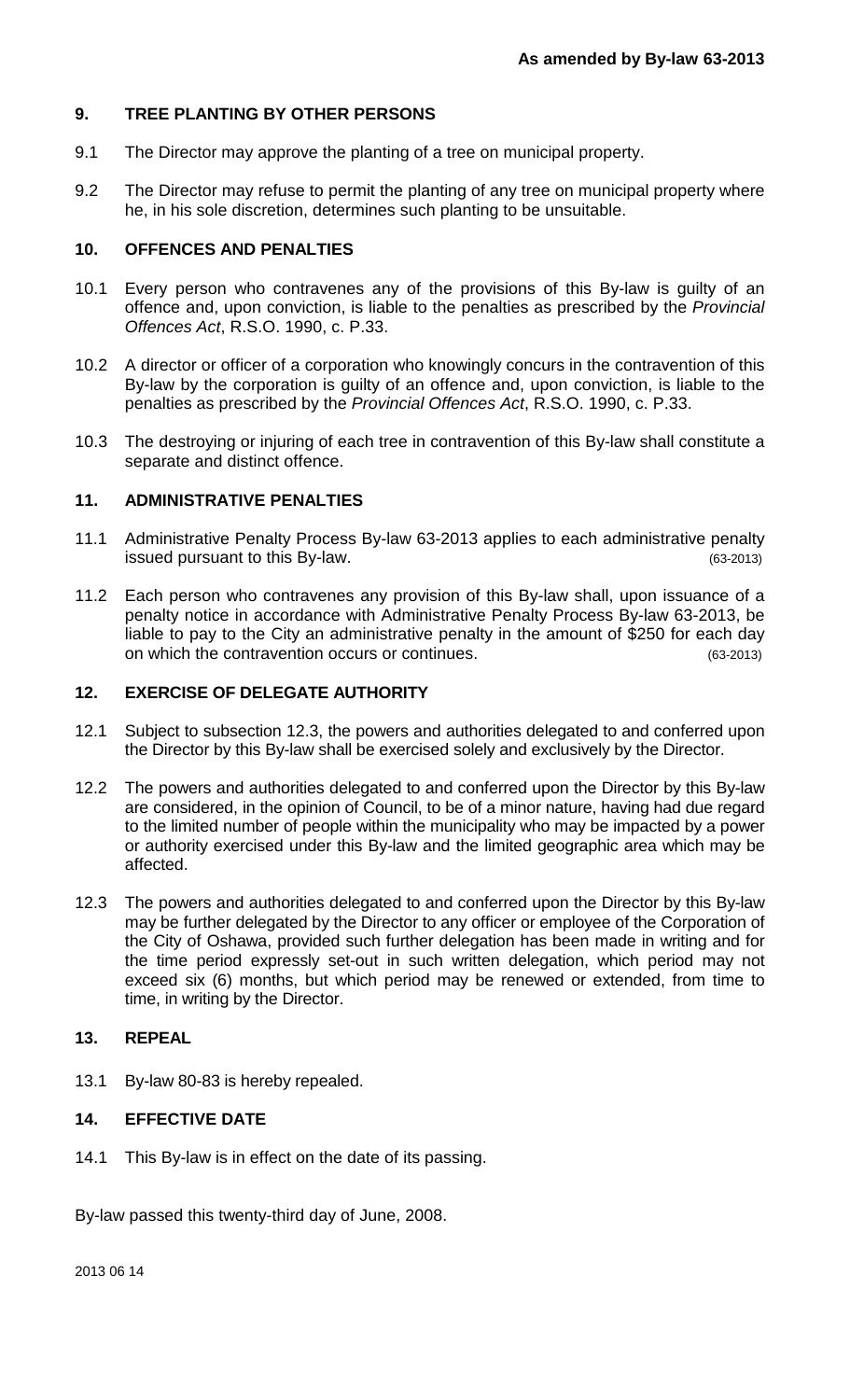## 9. TREE PLANTING BY OTHER PERSONS

9.1 The Director may approve the planting of a tree on municipal property.

9.2 The Director may refuse to permit the planting of any tree on municipal property where he, in his sole discretion, determines such planting to be unsuitable.

## 10. OFFENCES AND PENALTIES

10.1 Every person who contravenes any of the provisions of this By-law is guilty of an offence and, upon conviction, is liable to the penalties as prescribed by the *Provincial Offences Act*, R.S.O. 1990, c. P.33.

10.2 A director or officer of a corporation who knowingly concurs in the contravention of this By-law by the corporation is guilty of an offence and, upon conviction, is liable to the penalties as prescribed by the *Provincial Offences Act*, R.S.O. 1990, c. P.33.

10.3 The destroying or injuring of each tree in contravention of this By-law shall constitute a separate and distinct offence.

## 11. ADMINISTRATIVE PENALTIES

11.1 Administrative Penalty Process By-law 63-2013 applies to each administrative penalty issued pursuant to this By-law. (63-2013)

11.2 Each person who contravenes any provision of this By-law shall, upon issuance of a penalty notice in accordance with Administrative Penalty Process By-law 63-2013, be liable to pay to the City an administrative penalty in the amount of $250 for each day on which the contravention occurs or continues. (63-2013)

## 12. EXERCISE OF DELEGATE AUTHORITY

12.1 Subject to subsection 12.3, the powers and authorities delegated to and conferred upon the Director by this By-law shall be exercised solely and exclusively by the Director.

12.2 The powers and authorities delegated to and conferred upon the Director by this By-law are considered, in the opinion of Council, to be of a minor nature, having had due regard to the limited number of people within the municipality who may be impacted by a power or authority exercised under this By-law and the limited geographic area which may be affected.

12.3 The powers and authorities delegated to and conferred upon the Director by this By-law may be further delegated by the Director to any officer or employee of the Corporation of the City of Oshawa, provided such further delegation has been made in writing and for the time period expressly set-out in such written delegation, which period may not exceed six (6) months, but which period may be renewed or extended, from time to time, in writing by the Director.

## 13. REPEAL

13.1 By-law 80-83 is hereby repealed.

## 14. EFFECTIVE DATE

14.1 This By-law is in effect on the date of its passing.

By-law passed this twenty-third day of June, 2008.